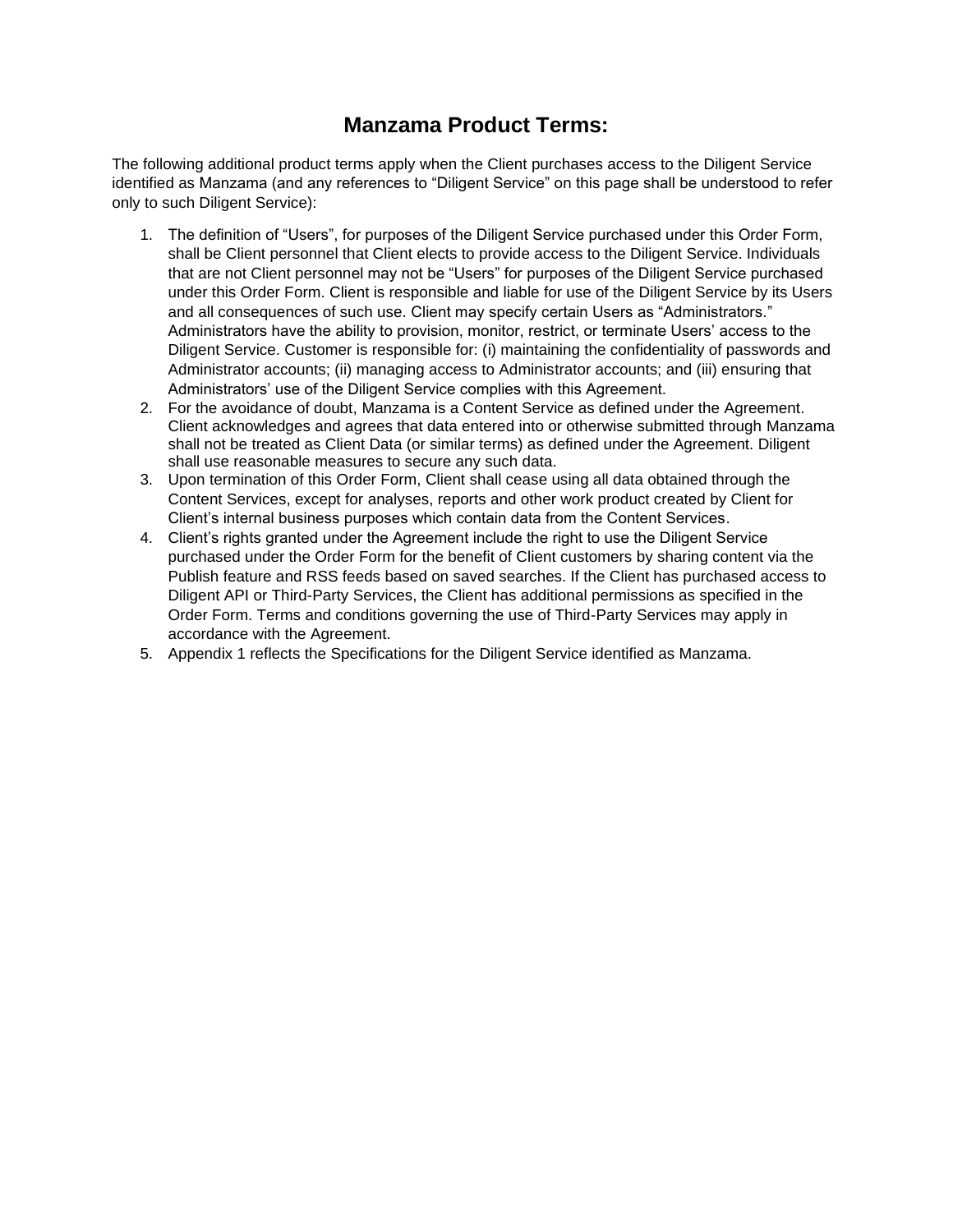# Manzama Product Terms:

The following additional product terms apply when the Client purchases access to the Diligent Service identified as Manzama (and any references to "Diligent Service" on this page shall be understood to refer only to such Diligent Service):

1. The definition of "Users", for purposes of the Diligent Service purchased under this Order Form, shall be Client personnel that Client elects to provide access to the Diligent Service. Individuals that are not Client personnel may not be "Users" for purposes of the Diligent Service purchased under this Order Form. Client is responsible and liable for use of the Diligent Service by its Users and all consequences of such use. Client may specify certain Users as "Administrators." Administrators have the ability to provision, monitor, restrict, or terminate Users' access to the Diligent Service. Customer is responsible for: (i) maintaining the confidentiality of passwords and Administrator accounts; (ii) managing access to Administrator accounts; and (iii) ensuring that Administrators' use of the Diligent Service complies with this Agreement.
2. For the avoidance of doubt, Manzama is a Content Service as defined under the Agreement. Client acknowledges and agrees that data entered into or otherwise submitted through Manzama shall not be treated as Client Data (or similar terms) as defined under the Agreement. Diligent shall use reasonable measures to secure any such data.
3. Upon termination of this Order Form, Client shall cease using all data obtained through the Content Services, except for analyses, reports and other work product created by Client for Client's internal business purposes which contain data from the Content Services.
4. Client's rights granted under the Agreement include the right to use the Diligent Service purchased under the Order Form for the benefit of Client customers by sharing content via the Publish feature and RSS feeds based on saved searches. If the Client has purchased access to Diligent API or Third-Party Services, the Client has additional permissions as specified in the Order Form. Terms and conditions governing the use of Third-Party Services may apply in accordance with the Agreement.
5. Appendix 1 reflects the Specifications for the Diligent Service identified as Manzama.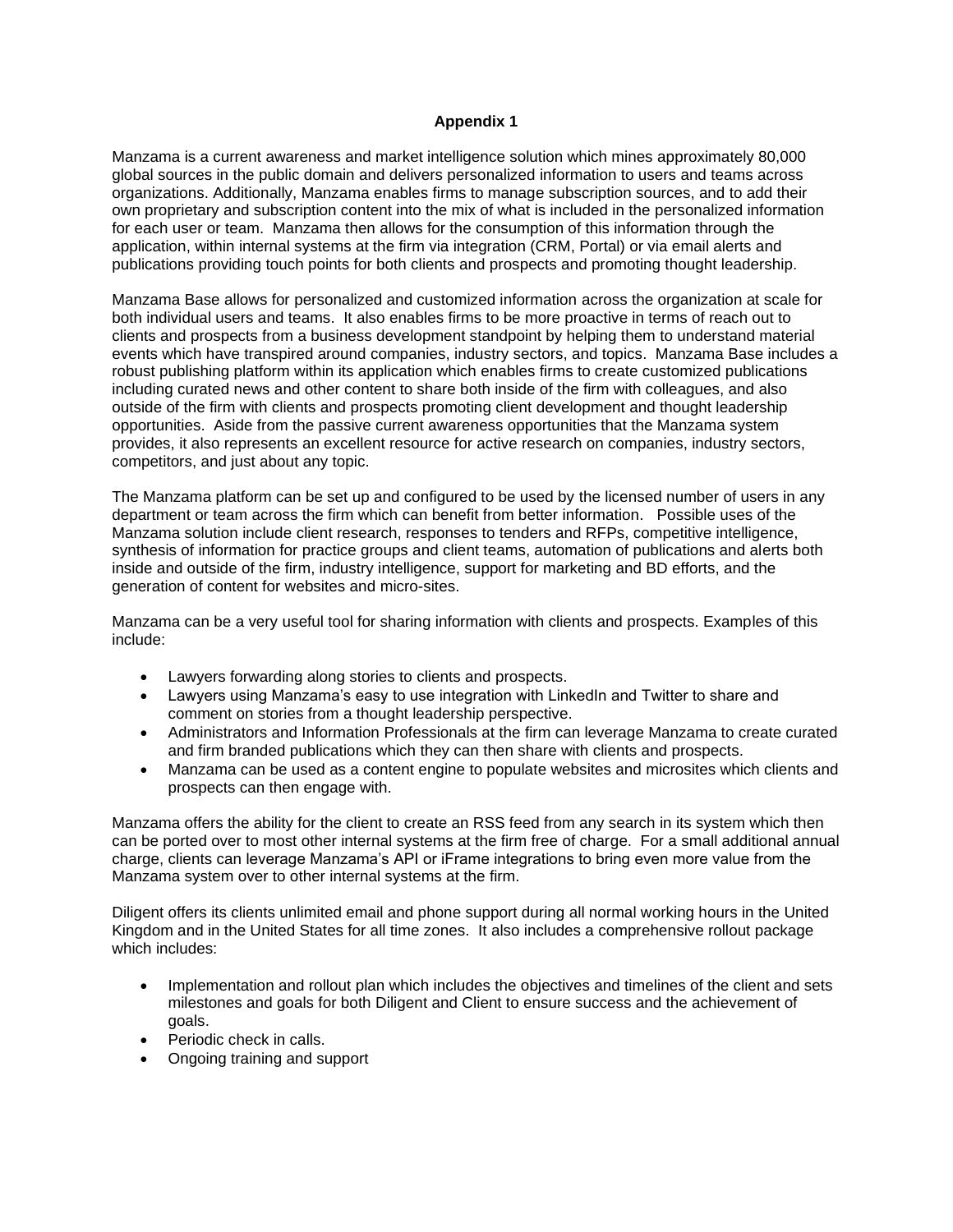# Appendix 1

Manzama is a current awareness and market intelligence solution which mines approximately 80,000 global sources in the public domain and delivers personalized information to users and teams across organizations. Additionally, Manzama enables firms to manage subscription sources, and to add their own proprietary and subscription content into the mix of what is included in the personalized information for each user or team. Manzama then allows for the consumption of this information through the application, within internal systems at the firm via integration (CRM, Portal) or via email alerts and publications providing touch points for both clients and prospects and promoting thought leadership.

Manzama Base allows for personalized and customized information across the organization at scale for both individual users and teams. It also enables firms to be more proactive in terms of reach out to clients and prospects from a business development standpoint by helping them to understand material events which have transpired around companies, industry sectors, and topics. Manzama Base includes a robust publishing platform within its application which enables firms to create customized publications including curated news and other content to share both inside of the firm with colleagues, and also outside of the firm with clients and prospects promoting client development and thought leadership opportunities. Aside from the passive current awareness opportunities that the Manzama system provides, it also represents an excellent resource for active research on companies, industry sectors, competitors, and just about any topic.

The Manzama platform can be set up and configured to be used by the licensed number of users in any department or team across the firm which can benefit from better information. Possible uses of the Manzama solution include client research, responses to tenders and RFPs, competitive intelligence, synthesis of information for practice groups and client teams, automation of publications and alerts both inside and outside of the firm, industry intelligence, support for marketing and BD efforts, and the generation of content for websites and micro-sites.

Manzama can be a very useful tool for sharing information with clients and prospects. Examples of this include:

- Lawyers forwarding along stories to clients and prospects.
- Lawyers using Manzama's easy to use integration with LinkedIn and Twitter to share and comment on stories from a thought leadership perspective.
- Administrators and Information Professionals at the firm can leverage Manzama to create curated and firm branded publications which they can then share with clients and prospects.
- Manzama can be used as a content engine to populate websites and microsites which clients and prospects can then engage with.

Manzama offers the ability for the client to create an RSS feed from any search in its system which then can be ported over to most other internal systems at the firm free of charge. For a small additional annual charge, clients can leverage Manzama's API or iFrame integrations to bring even more value from the Manzama system over to other internal systems at the firm.

Diligent offers its clients unlimited email and phone support during all normal working hours in the United Kingdom and in the United States for all time zones. It also includes a comprehensive rollout package which includes:

- Implementation and rollout plan which includes the objectives and timelines of the client and sets milestones and goals for both Diligent and Client to ensure success and the achievement of goals.
- Periodic check in calls.
- Ongoing training and support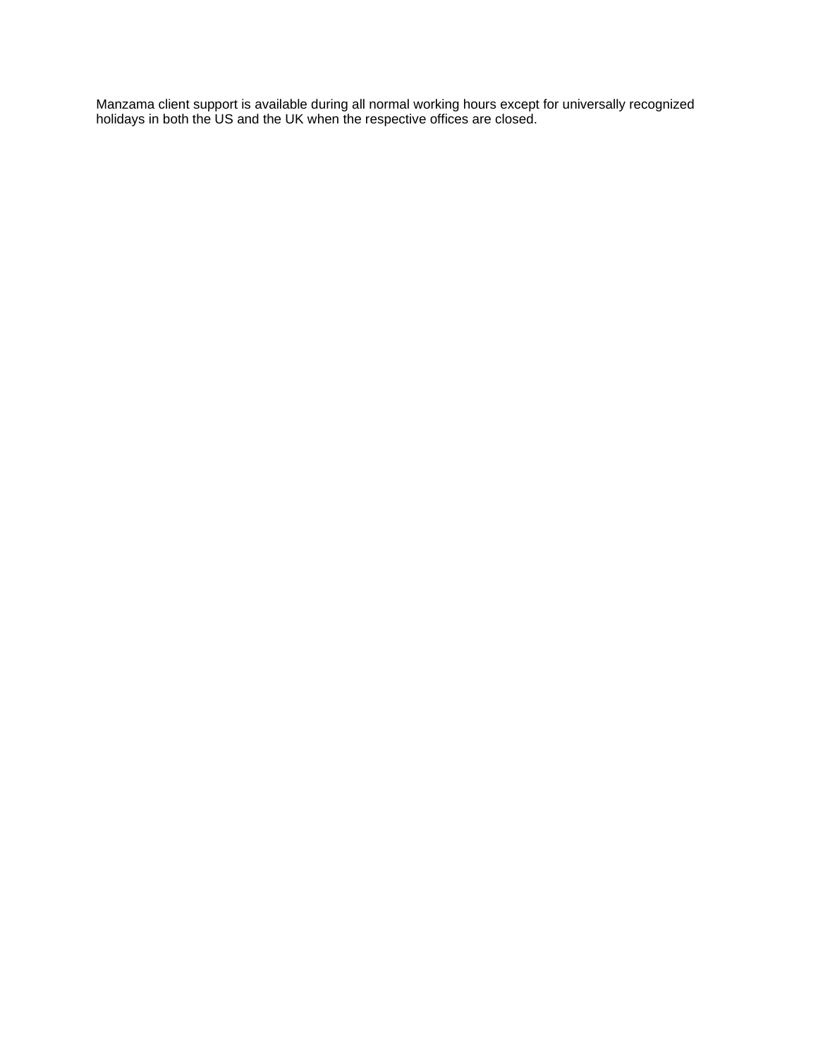Manzama client support is available during all normal working hours except for universally recognized holidays in both the US and the UK when the respective offices are closed.